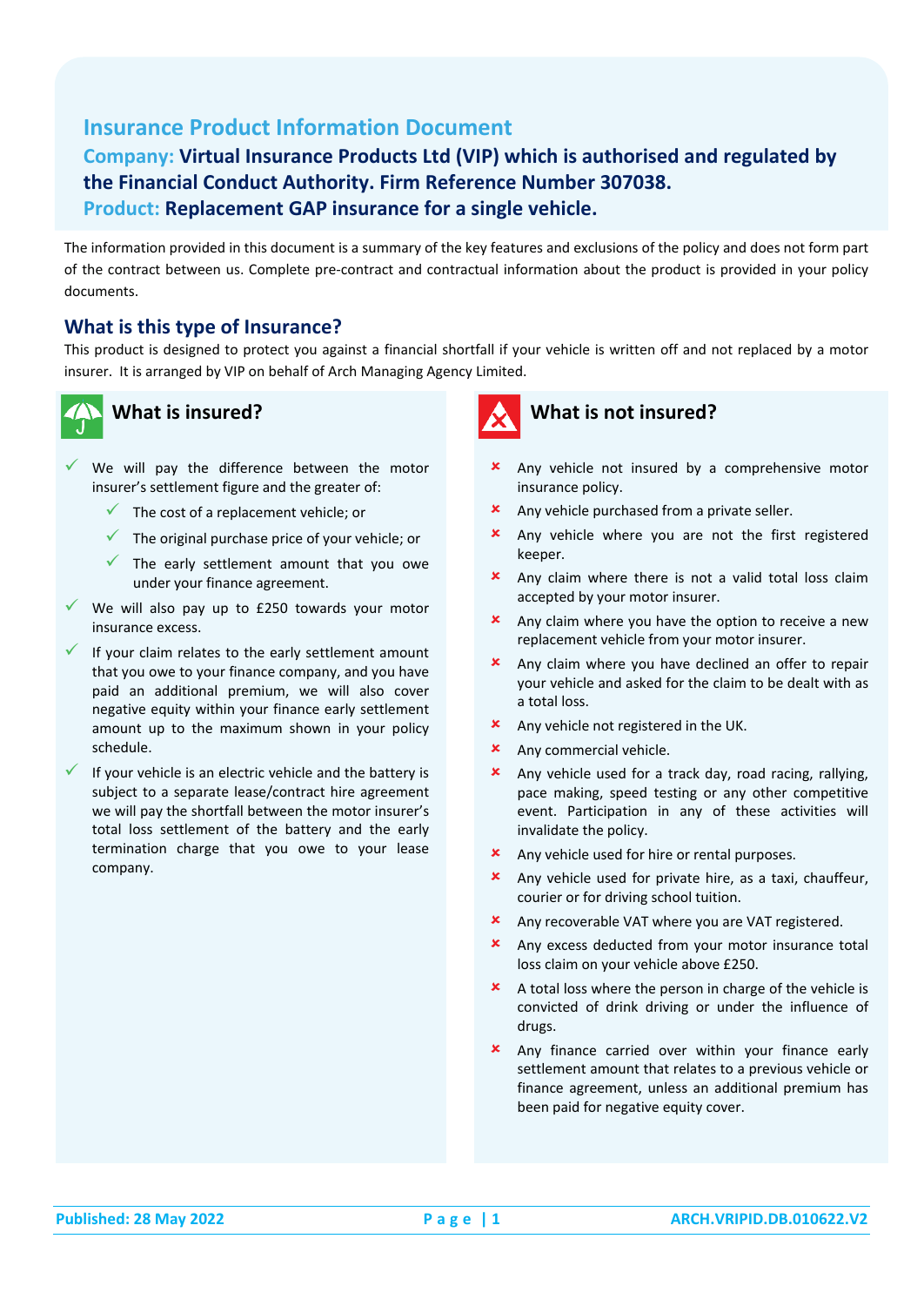# Insurance Product Information Document

**Company: Virtual Insurance Products Ltd (VIP) which is authorised and regulated by the Financial Conduct Authority. Firm Reference Number 307038.**

**Product: Replacement GAP insurance for a single vehicle.**

The information provided in this document is a summary of the key features and exclusions of the policy and does not form part of the contract between us. Complete pre-contract and contractual information about the product is provided in your policy documents.

## What is this type of Insurance?

This product is designed to protect you against a financial shortfall if your vehicle is written off and not replaced by a motor insurer. It is arranged by VIP on behalf of Arch Managing Agency Limited.

## What is insured?

- ✓ We will pay the difference between the motor insurer's settlement figure and the greater of:
  - ✓ The cost of a replacement vehicle; or
  - ✓ The original purchase price of your vehicle; or
  - ✓ The early settlement amount that you owe under your finance agreement.
- ✓ We will also pay up to £250 towards your motor insurance excess.
- ✓ If your claim relates to the early settlement amount that you owe to your finance company, and you have paid an additional premium, we will also cover negative equity within your finance early settlement amount up to the maximum shown in your policy schedule.
- ✓ If your vehicle is an electric vehicle and the battery is subject to a separate lease/contract hire agreement we will pay the shortfall between the motor insurer's total loss settlement of the battery and the early termination charge that you owe to your lease company.

## What is not insured?

- ✗ Any vehicle not insured by a comprehensive motor insurance policy.
- ✗ Any vehicle purchased from a private seller.
- ✗ Any vehicle where you are not the first registered keeper.
- ✗ Any claim where there is not a valid total loss claim accepted by your motor insurer.
- ✗ Any claim where you have the option to receive a new replacement vehicle from your motor insurer.
- ✗ Any claim where you have declined an offer to repair your vehicle and asked for the claim to be dealt with as a total loss.
- ✗ Any vehicle not registered in the UK.
- ✗ Any commercial vehicle.
- ✗ Any vehicle used for a track day, road racing, rallying, pace making, speed testing or any other competitive event. Participation in any of these activities will invalidate the policy.
- ✗ Any vehicle used for hire or rental purposes.
- ✗ Any vehicle used for private hire, as a taxi, chauffeur, courier or for driving school tuition.
- ✗ Any recoverable VAT where you are VAT registered.
- ✗ Any excess deducted from your motor insurance total loss claim on your vehicle above £250.
- ✗ A total loss where the person in charge of the vehicle is convicted of drink driving or under the influence of drugs.
- ✗ Any finance carried over within your finance early settlement amount that relates to a previous vehicle or finance agreement, unless an additional premium has been paid for negative equity cover.

Published: 28 May 2022 ARCH.VRIPID.DB.010622.V2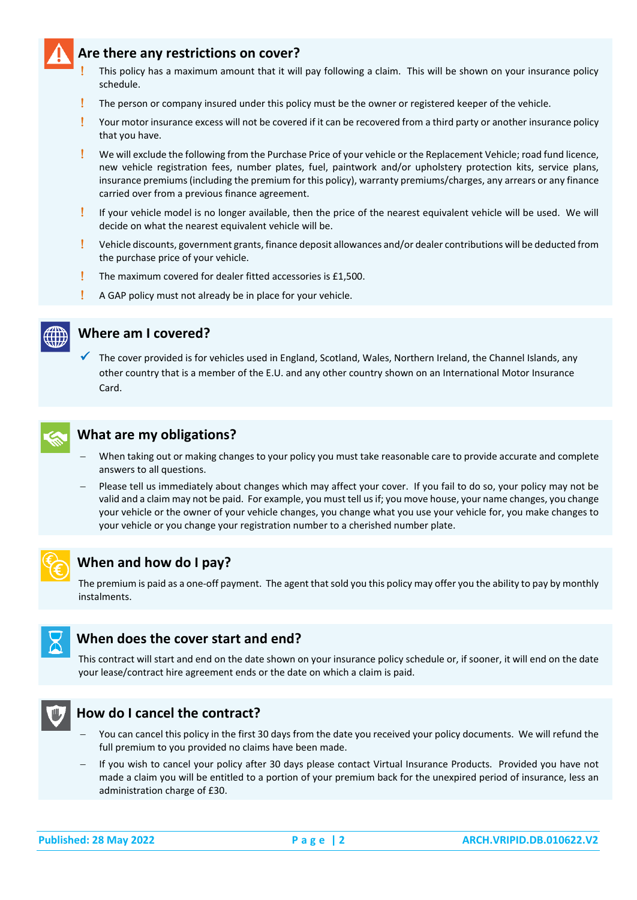## Are there any restrictions on cover?

- ! This policy has a maximum amount that it will pay following a claim. This will be shown on your insurance policy schedule.
- ! The person or company insured under this policy must be the owner or registered keeper of the vehicle.
- ! Your motor insurance excess will not be covered if it can be recovered from a third party or another insurance policy that you have.
- ! We will exclude the following from the Purchase Price of your vehicle or the Replacement Vehicle; road fund licence, new vehicle registration fees, number plates, fuel, paintwork and/or upholstery protection kits, service plans, insurance premiums (including the premium for this policy), warranty premiums/charges, any arrears or any finance carried over from a previous finance agreement.
- ! If your vehicle model is no longer available, then the price of the nearest equivalent vehicle will be used. We will decide on what the nearest equivalent vehicle will be.
- ! Vehicle discounts, government grants, finance deposit allowances and/or dealer contributions will be deducted from the purchase price of your vehicle.
- ! The maximum covered for dealer fitted accessories is £1,500.
- ! A GAP policy must not already be in place for your vehicle.

## Where am I covered?

- ✓ The cover provided is for vehicles used in England, Scotland, Wales, Northern Ireland, the Channel Islands, any other country that is a member of the E.U. and any other country shown on an International Motor Insurance Card.

## What are my obligations?

- When taking out or making changes to your policy you must take reasonable care to provide accurate and complete answers to all questions.
- Please tell us immediately about changes which may affect your cover. If you fail to do so, your policy may not be valid and a claim may not be paid. For example, you must tell us if; you move house, your name changes, you change your vehicle or the owner of your vehicle changes, you change what you use your vehicle for, you make changes to your vehicle or you change your registration number to a cherished number plate.

## When and how do I pay?

The premium is paid as a one-off payment. The agent that sold you this policy may offer you the ability to pay by monthly instalments.

## When does the cover start and end?

This contract will start and end on the date shown on your insurance policy schedule or, if sooner, it will end on the date your lease/contract hire agreement ends or the date on which a claim is paid.

## How do I cancel the contract?

- You can cancel this policy in the first 30 days from the date you received your policy documents. We will refund the full premium to you provided no claims have been made.
- If you wish to cancel your policy after 30 days please contact Virtual Insurance Products. Provided you have not made a claim you will be entitled to a portion of your premium back for the unexpired period of insurance, less an administration charge of £30.

Published: 28 May 2022 ARCH.VRIPID.DB.010622.V2